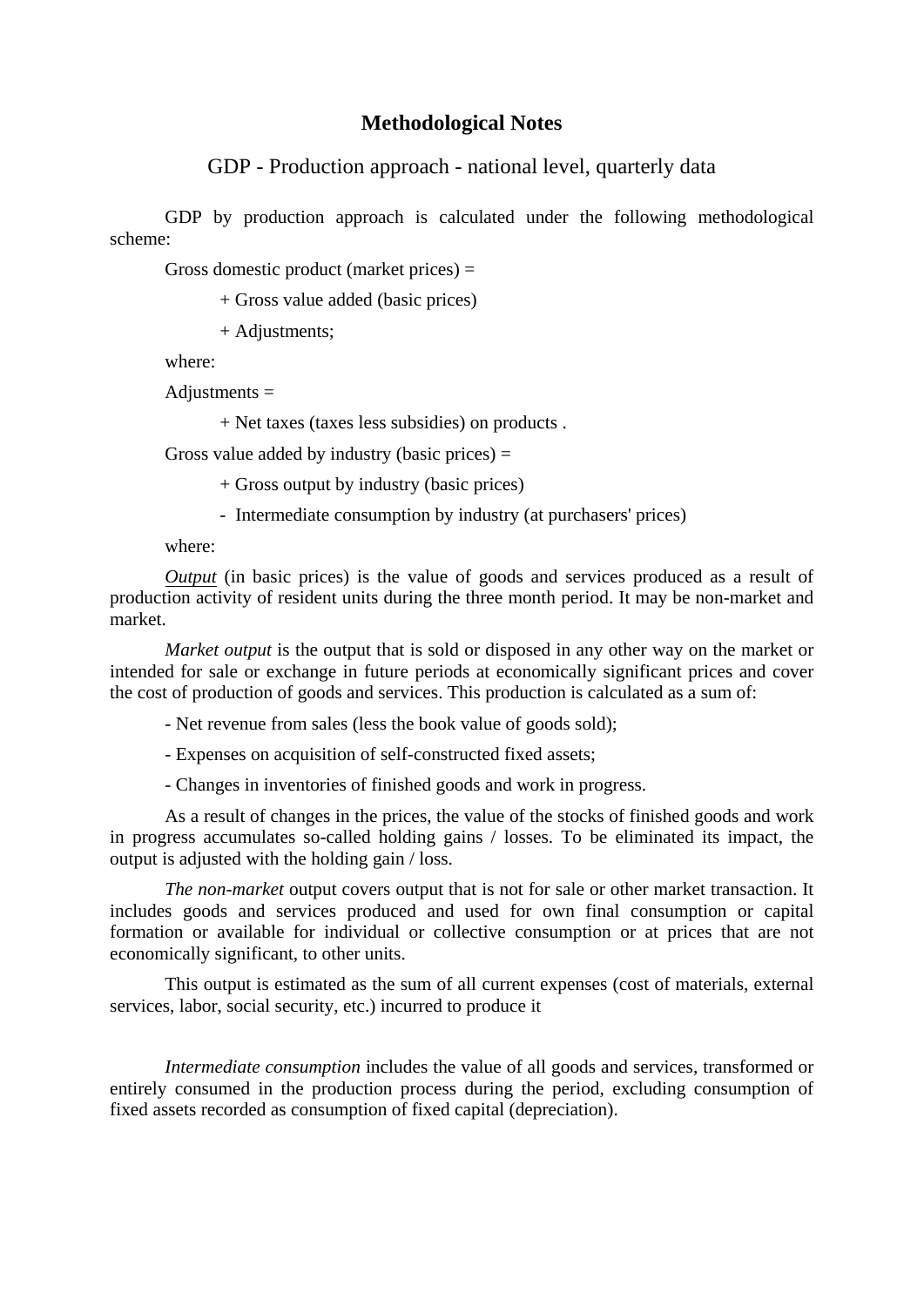# Methodological Notes

## GDP - Production approach - national level, quarterly data

GDP by production approach is calculated under the following methodological scheme:

Gross domestic product (market prices) =

+ Gross value added (basic prices)

+ Adjustments;

where:

Adjustments =

+ Net taxes (taxes less subsidies) on products .

Gross value added by industry (basic prices) =

+ Gross output by industry (basic prices)

- Intermediate consumption by industry (at purchasers' prices)

where:

*Output* (in basic prices) is the value of goods and services produced as a result of production activity of resident units during the three month period. It may be non-market and market.

*Market output* is the output that is sold or disposed in any other way on the market or intended for sale or exchange in future periods at economically significant prices and cover the cost of production of goods and services. This production is calculated as a sum of:

- Net revenue from sales (less the book value of goods sold);

- Expenses on acquisition of self-constructed fixed assets;

- Changes in inventories of finished goods and work in progress.

As a result of changes in the prices, the value of the stocks of finished goods and work in progress accumulates so-called holding gains / losses. To be eliminated its impact, the output is adjusted with the holding gain / loss.

*The non-market* output covers output that is not for sale or other market transaction. It includes goods and services produced and used for own final consumption or capital formation or available for individual or collective consumption or at prices that are not economically significant, to other units.

This output is estimated as the sum of all current expenses (cost of materials, external services, labor, social security, etc.) incurred to produce it

*Intermediate consumption* includes the value of all goods and services, transformed or entirely consumed in the production process during the period, excluding consumption of fixed assets recorded as consumption of fixed capital (depreciation).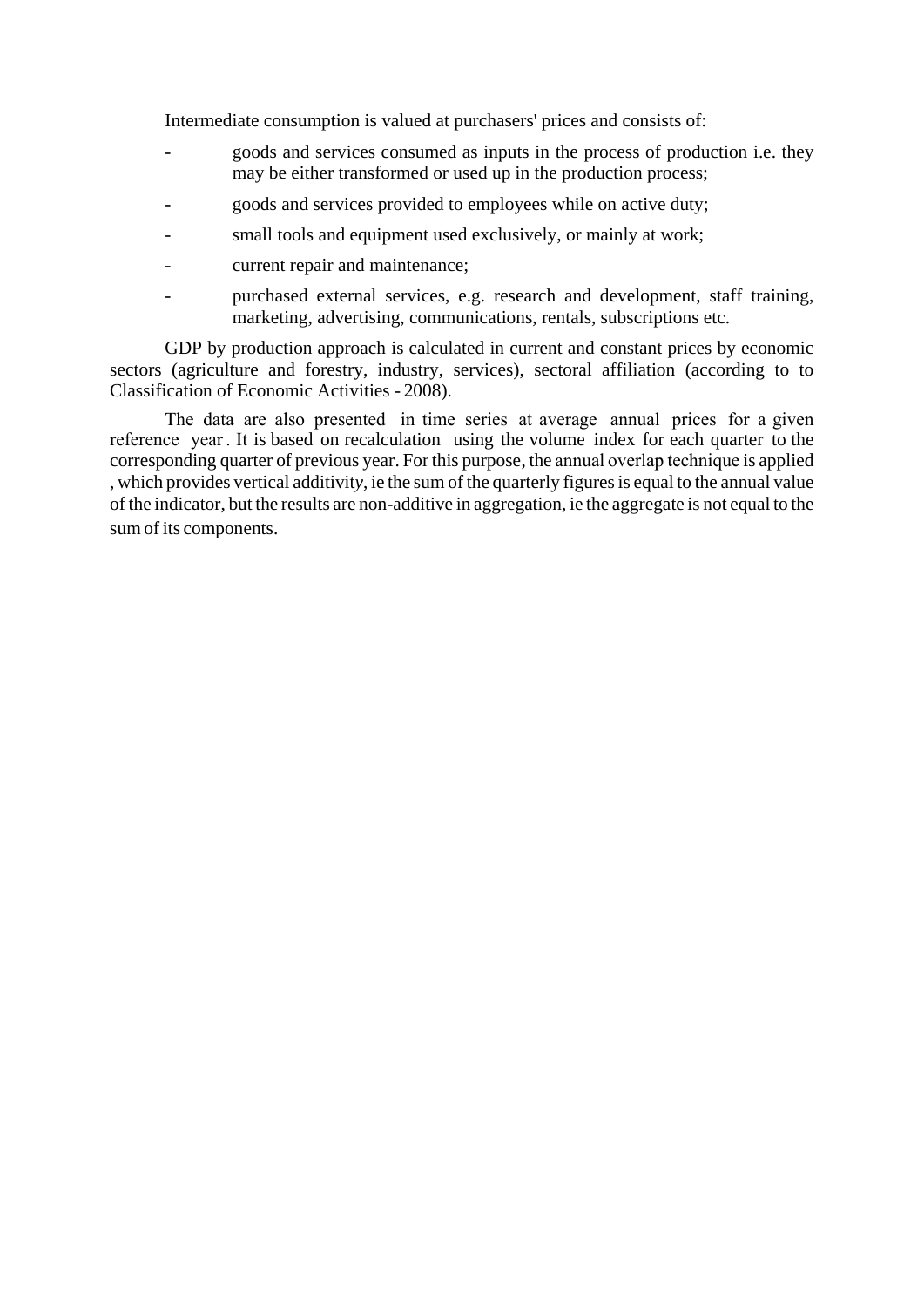Intermediate consumption is valued at purchasers' prices and consists of:

- goods and services consumed as inputs in the process of production i.e. they may be either transformed or used up in the production process;
- goods and services provided to employees while on active duty;
- small tools and equipment used exclusively, or mainly at work;
- current repair and maintenance;
- purchased external services, e.g. research and development, staff training, marketing, advertising, communications, rentals, subscriptions etc.

GDP by production approach is calculated in current and constant prices by economic sectors (agriculture and forestry, industry, services), sectoral affiliation (according to to Classification of Economic Activities - 2008).

The data are also presented in time series at average annual prices for a given reference year. It is based on recalculation using the volume index for each quarter to the corresponding quarter of previous year. For this purpose, the annual overlap technique is applied , which provides vertical additivity, ie the sum of the quarterly figures is equal to the annual value of the indicator, but the results are non-additive in aggregation, ie the aggregate is not equal to the sum of its components.